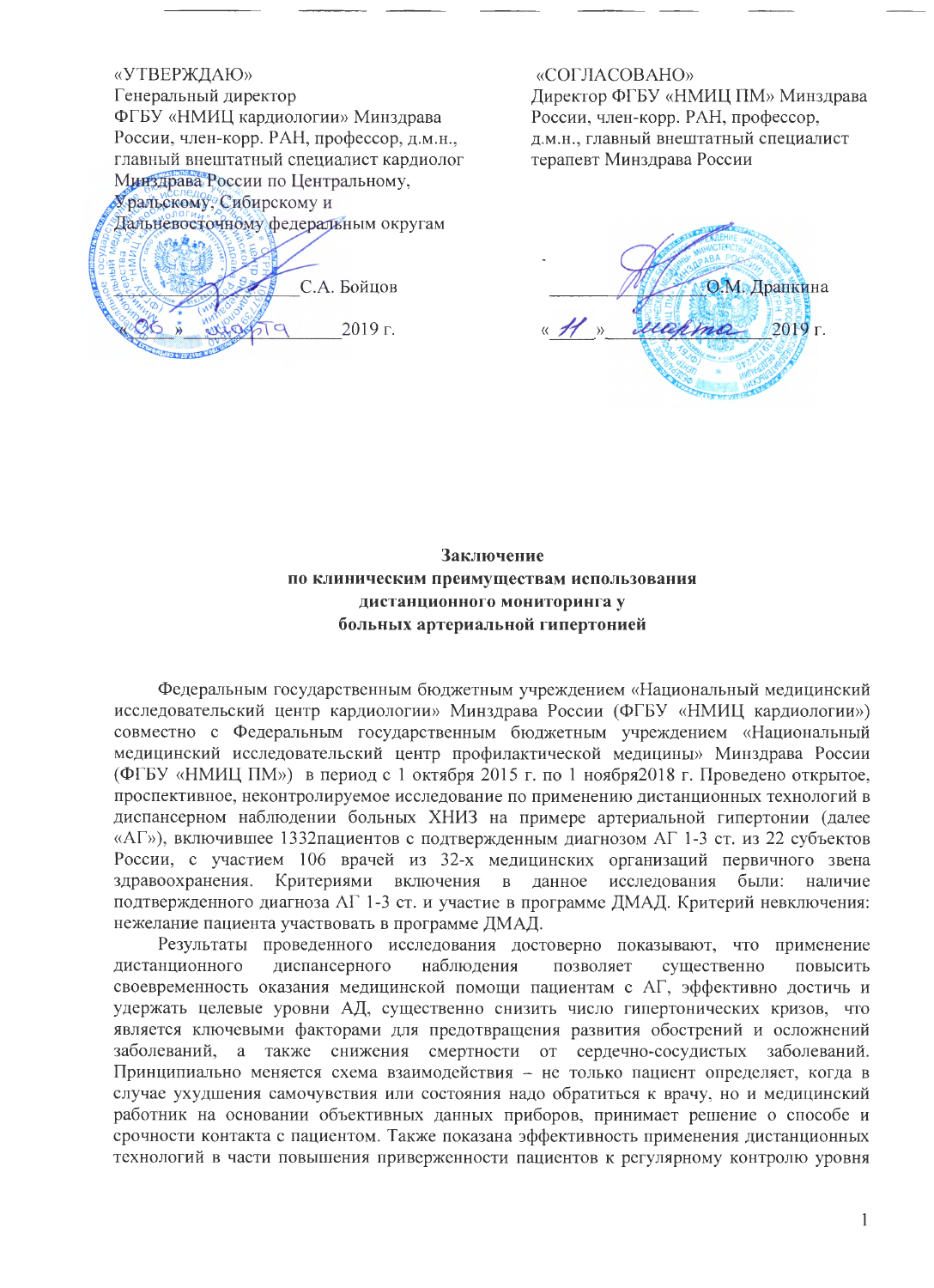«УТВЕРЖДАЮ»
Генеральный директор
ФГБУ «НМИЦ кардиологии» Минздрава России, член-корр. РАН, профессор, д.м.н., главный внештатный специалист кардиолог Минздрава России по Центральному, Уральскому, Сибирскому и Дальневосточному федеральным округам

_______________С.А. Бойцов

«06» марта 2019 г.

«СОГЛАСОВАНО»
Директор ФГБУ «НМИЦ ПМ» Минздрава России, член-корр. РАН, профессор, д.м.н., главный внештатный специалист терапевт Минздрава России

_______________О.М. Драпкина

«11» марта 2019 г.

# Заключение
## по клиническим преимуществам использования дистанционного мониторинга у больных артериальной гипертонией

Федеральным государственным бюджетным учреждением «Национальный медицинский исследовательский центр кардиологии» Минздрава России (ФГБУ «НМИЦ кардиологии») совместно с Федеральным государственным бюджетным учреждением «Национальный медицинский исследовательский центр профилактической медицины» Минздрава России (ФГБУ «НМИЦ ПМ») в период с 1 октября 2015 г. по 1 ноября2018 г. Проведено открытое, проспективное, неконтролируемое исследование по применению дистанционных технологий в диспансерном наблюдении больных ХНИЗ на примере артериальной гипертонии (далее «АГ»), включившее 1332пациентов с подтвержденным диагнозом АГ 1-3 ст. из 22 субъектов России, с участием 106 врачей из 32-х медицинских организаций первичного звена здравоохранения. Критериями включения в данное исследования были: наличие подтвержденного диагноза АГ 1-3 ст. и участие в программе ДМАД. Критерий невключения: нежелание пациента участвовать в программе ДМАД.

Результаты проведенного исследования достоверно показывают, что применение дистанционного диспансерного наблюдения позволяет существенно повысить своевременность оказания медицинской помощи пациентам с АГ, эффективно достичь и удержать целевые уровни АД, существенно снизить число гипертонических кризов, что является ключевыми факторами для предотвращения развития обострений и осложнений заболеваний, а также снижения смертности от сердечно-сосудистых заболеваний. Принципиально меняется схема взаимодействия – не только пациент определяет, когда в случае ухудшения самочувствия или состояния надо обратиться к врачу, но и медицинский работник на основании объективных данных приборов, принимает решение о способе и срочности контакта с пациентом. Также показана эффективность применения дистанционных технологий в части повышения приверженности пациентов к регулярному контролю уровня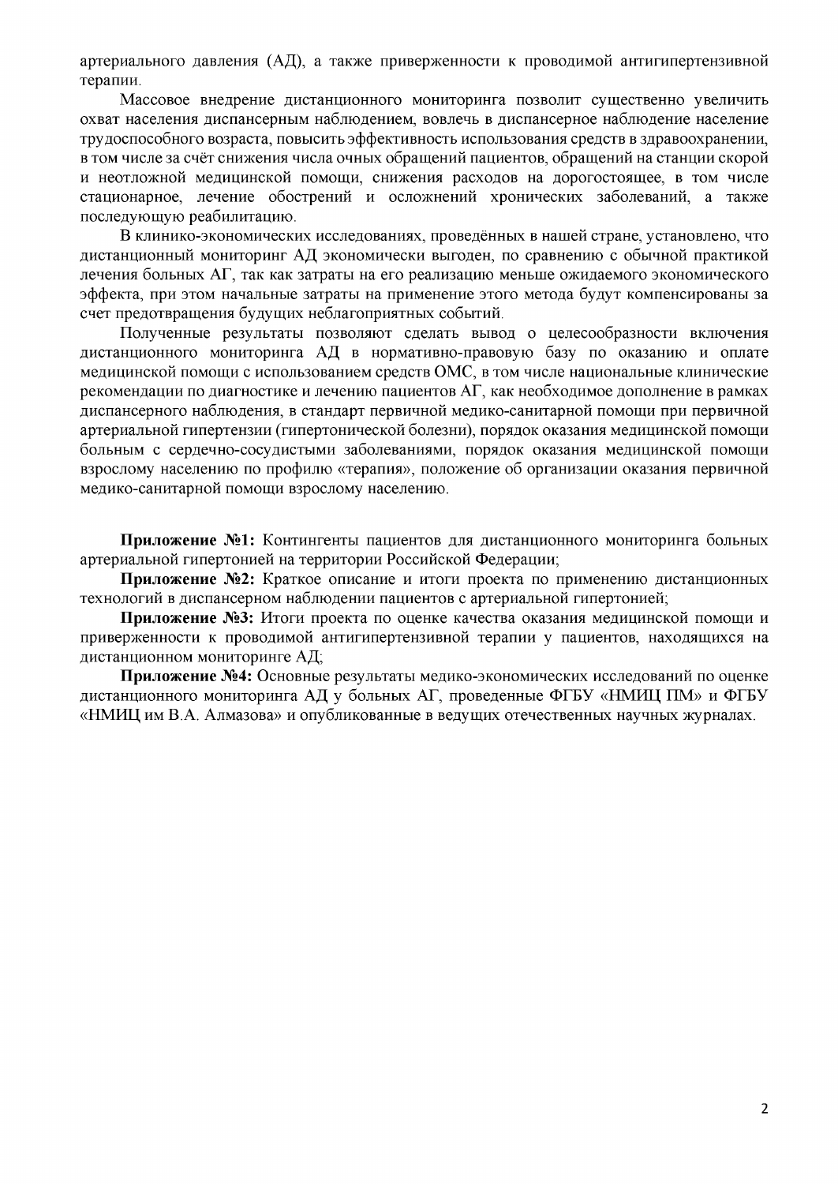артериального давления (АД), а также приверженности к проводимой антигипертензивной терапии.

Массовое внедрение дистанционного мониторинга позволит существенно увеличить охват населения диспансерным наблюдением, вовлечь в диспансерное наблюдение население трудоспособного возраста, повысить эффективность использования средств в здравоохранении, в том числе за счёт снижения числа очных обращений пациентов, обращений на станции скорой и неотложной медицинской помощи, снижения расходов на дорогостоящее, в том числе стационарное, лечение обострений и осложнений хронических заболеваний, а также последующую реабилитацию.

В клинико-экономических исследованиях, проведённых в нашей стране, установлено, что дистанционный мониторинг АД экономически выгоден, по сравнению с обычной практикой лечения больных АГ, так как затраты на его реализацию меньше ожидаемого экономического эффекта, при этом начальные затраты на применение этого метода будут компенсированы за счет предотвращения будущих неблагоприятных событий.

Полученные результаты позволяют сделать вывод о целесообразности включения дистанционного мониторинга АД в нормативно-правовую базу по оказанию и оплате медицинской помощи с использованием средств ОМС, в том числе национальные клинические рекомендации по диагностике и лечению пациентов АГ, как необходимое дополнение в рамках диспансерного наблюдения, в стандарт первичной медико-санитарной помощи при первичной артериальной гипертензии (гипертонической болезни), порядок оказания медицинской помощи больным с сердечно-сосудистыми заболеваниями, порядок оказания медицинской помощи взрослому населению по профилю «терапия», положение об организации оказания первичной медико-санитарной помощи взрослому населению.

**Приложение №1:** Контингенты пациентов для дистанционного мониторинга больных артериальной гипертонией на территории Российской Федерации;

**Приложение №2:** Краткое описание и итоги проекта по применению дистанционных технологий в диспансерном наблюдении пациентов с артериальной гипертонией;

**Приложение №3:** Итоги проекта по оценке качества оказания медицинской помощи и приверженности к проводимой антигипертензивной терапии у пациентов, находящихся на дистанционном мониторинге АД;

**Приложение №4:** Основные результаты медико-экономических исследований по оценке дистанционного мониторинга АД у больных АГ, проведенные ФГБУ «НМИЦ ПМ» и ФГБУ «НМИЦ им В.А. Алмазова» и опубликованные в ведущих отечественных научных журналах.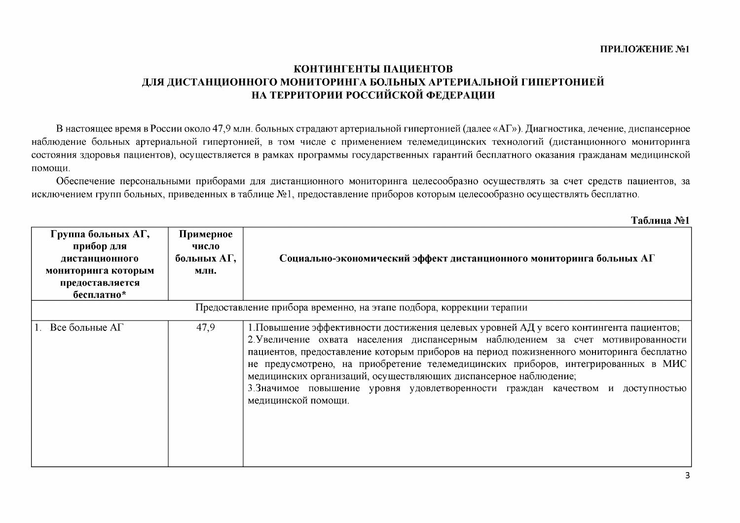**ПРИЛОЖЕНИЕ №1**

# КОНТИНГЕНТЫ ПАЦИЕНТОВ ДЛЯ ДИСТАНЦИОННОГО МОНИТОРИНГА БОЛЬНЫХ АРТЕРИАЛЬНОЙ ГИПЕРТОНИЕЙ НА ТЕРРИТОРИИ РОССИЙСКОЙ ФЕДЕРАЦИИ

В настоящее время в России около 47,9 млн. больных страдают артериальной гипертонией (далее «АГ»). Диагностика, лечение, диспансерное наблюдение больных артериальной гипертонией, в том числе с применением телемедицинских технологий (дистанционного мониторинга состояния здоровья пациентов), осуществляется в рамках программы государственных гарантий бесплатного оказания гражданам медицинской помощи.

Обеспечение персональными приборами для дистанционного мониторинга целесообразно осуществлять за счет средств пациентов, за исключением групп больных, приведенных в таблице №1, предоставление приборов которым целесообразно осуществлять бесплатно.

**Таблица №1**

| Группа больных АГ, прибор для дистанционного мониторинга которым предоставляется бесплатно* | Примерное число больных АГ, млн. | Социально-экономический эффект дистанционного мониторинга больных АГ |
|---|---|---|
| Предоставление прибора временно, на этапе подбора, коррекции терапии | | |
| 1. Все больные АГ | 47,9 | 1.Повышение эффективности достижения целевых уровней АД у всего контингента пациентов;<br>2.Увеличение охвата населения диспансерным наблюдением за счет мотивированности пациентов, предоставление которым приборов на период пожизненного мониторинга бесплатно не предусмотрено, на приобретение телемедицинских приборов, интегрированных в МИС медицинских организаций, осуществляющих диспансерное наблюдение;<br>3.Значимое повышение уровня удовлетворенности граждан качеством и доступностью медицинской помощи. |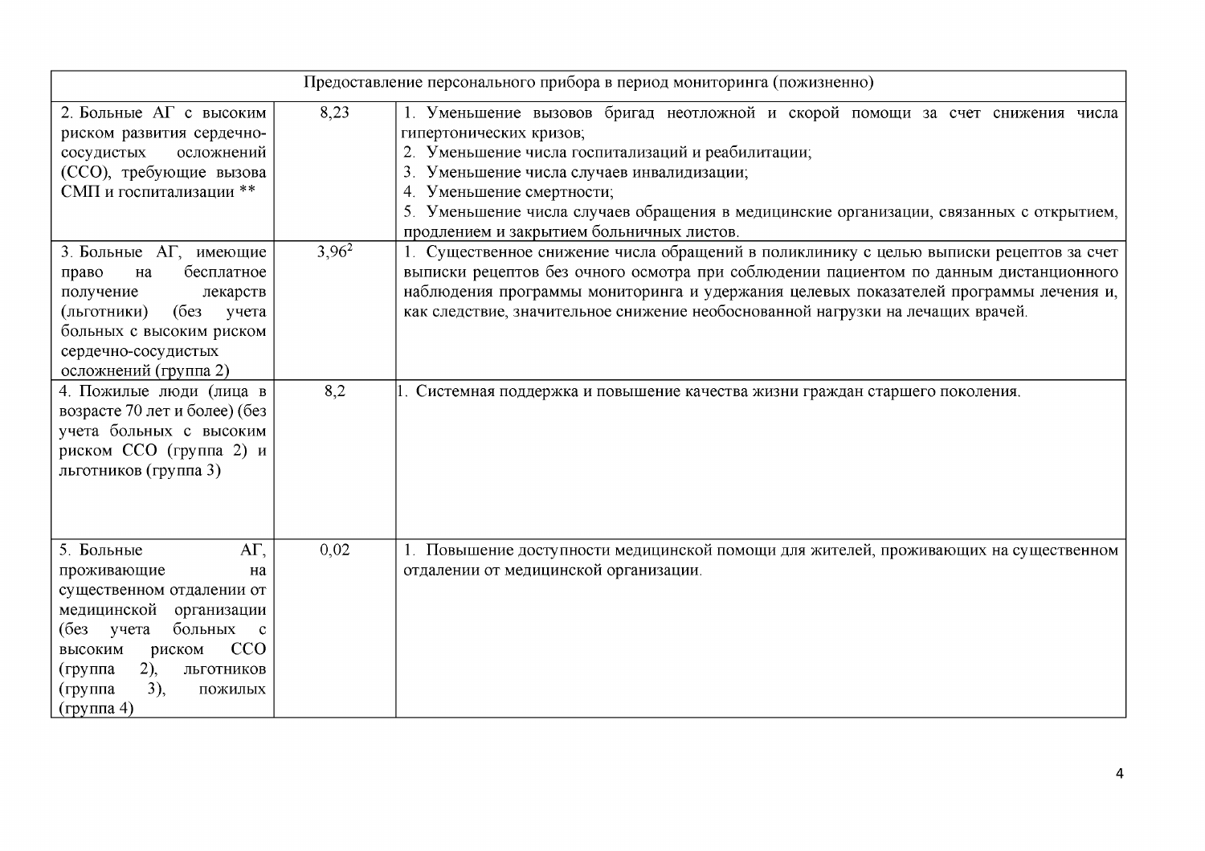| Предоставление персонального прибора в период мониторинга (пожизненно) | | |
|---|---|---|
| 2. Больные АГ с высоким риском развития сердечно-сосудистых осложнений (ССО), требующие вызова СМП и госпитализации ** | 8,23 | 1. Уменьшение вызовов бригад неотложной и скорой помощи за счет снижения числа гипертонических кризов;<br>2. Уменьшение числа госпитализаций и реабилитации;<br>3. Уменьшение числа случаев инвалидизации;<br>4. Уменьшение смертности;<br>5. Уменьшение числа случаев обращения в медицинские организации, связанных с открытием, продлением и закрытием больничных листов. |
| 3. Больные АГ, имеющие право на бесплатное получение лекарств (льготники) (без учета больных с высоким риском сердечно-сосудистых осложнений (группа 2) | 3,96[2] | 1. Существенное снижение числа обращений в поликлинику с целью выписки рецептов за счет выписки рецептов без очного осмотра при соблюдении пациентом по данным дистанционного наблюдения программы мониторинга и удержания целевых показателей программы лечения и, как следствие, значительное снижение необоснованной нагрузки на лечащих врачей. |
| 4. Пожилые люди (лица в возрасте 70 лет и более) (без учета больных с высоким риском ССО (группа 2) и льготников (группа 3) | 8,2 | 1. Системная поддержка и повышение качества жизни граждан старшего поколения. |
| 5. Больные АГ, проживающие на существенном отдалении от медицинской организации (без учета больных с высоким риском ССО (группа 2), льготников (группа 3), пожилых (группа 4) | 0,02 | 1. Повышение доступности медицинской помощи для жителей, проживающих на существенном отдалении от медицинской организации. |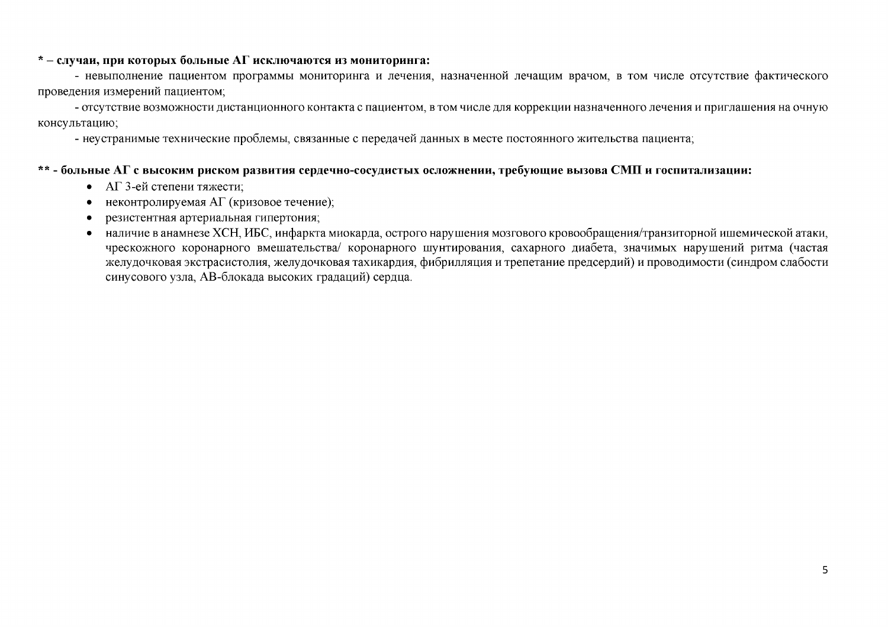**\* – случаи, при которых больные АГ исключаются из мониторинга:**

- невыполнение пациентом программы мониторинга и лечения, назначенной лечащим врачом, в том числе отсутствие фактического проведения измерений пациентом;
- отсутствие возможности дистанционного контакта с пациентом, в том числе для коррекции назначенного лечения и приглашения на очную консультацию;
- неустранимые технические проблемы, связанные с передачей данных в месте постоянного жительства пациента;

**\*\* - больные АГ с высоким риском развития сердечно-сосудистых осложнений, требующие вызова СМП и госпитализации:**

- АГ 3-ей степени тяжести;
- неконтролируемая АГ (кризовое течение);
- резистентная артериальная гипертония;
- наличие в анамнезе ХСН, ИБС, инфаркта миокарда, острого нарушения мозгового кровообращения/транзиторной ишемической атаки, чрескожного коронарного вмешательства/ коронарного шунтирования, сахарного диабета, значимых нарушений ритма (частая желудочковая экстрасистолия, желудочковая тахикардия, фибрилляция и трепетание предсердий) и проводимости (синдром слабости синусового узла, АВ-блокада высоких градаций) сердца.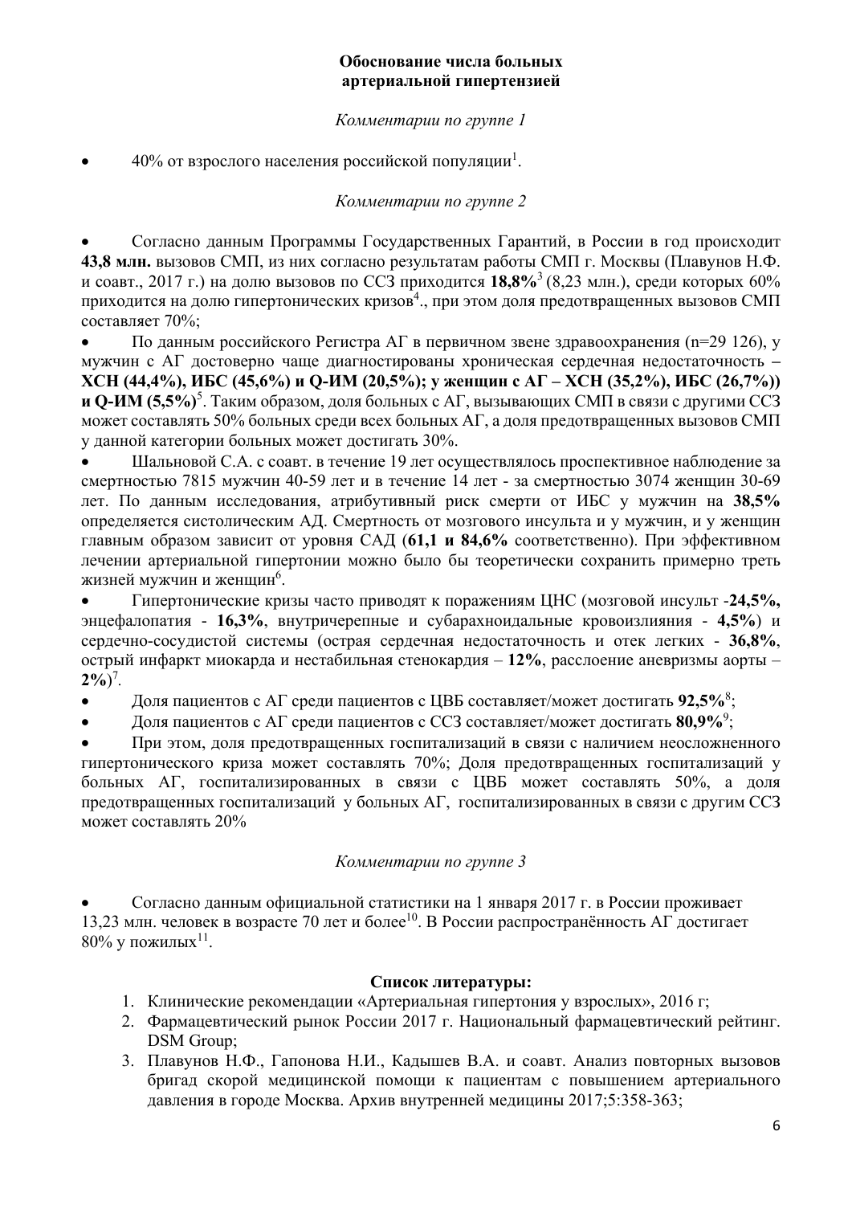**Обоснование числа больных артериальной гипертензией**

*Комментарии по группе 1*

- 40% от взрослого населения российской популяции[1].

*Комментарии по группе 2*

- Согласно данным Программы Государственных Гарантий, в России в год происходит **43,8 млн.** вызовов СМП, из них согласно результатам работы СМП г. Москвы (Плавунов Н.Ф. и соавт., 2017 г.) на долю вызовов по ССЗ приходится **18,8%**[3] (8,23 млн.), среди которых 60% приходится на долю гипертонических кризов[4]., при этом доля предотвращенных вызовов СМП составляет 70%;
- По данным российского Регистра АГ в первичном звене здравоохранения (n=29 126), у мужчин с АГ достоверно чаще диагностированы хроническая сердечная недостаточность **– ХСН (44,4%), ИБС (45,6%) и Q-ИМ (20,5%); у женщин с АГ – ХСН (35,2%), ИБС (26,7%)) и Q-ИМ (5,5%)**[5]. Таким образом, доля больных с АГ, вызывающих СМП в связи с другими ССЗ может составлять 50% больных среди всех больных АГ, а доля предотвращенных вызовов СМП у данной категории больных может достигать 30%.
- Шальновой С.А. с соавт. в течение 19 лет осуществлялось проспективное наблюдение за смертностью 7815 мужчин 40-59 лет и в течение 14 лет - за смертностью 3074 женщин 30-69 лет. По данным исследования, атрибутивный риск смерти от ИБС у мужчин на **38,5%** определяется систолическим АД. Смертность от мозгового инсульта и у мужчин, и у женщин главным образом зависит от уровня САД (**61,1 и 84,6%** соответственно). При эффективном лечении артериальной гипертонии можно было бы теоретически сохранить примерно треть жизней мужчин и женщин[6].
- Гипертонические кризы часто приводят к поражениям ЦНС (мозговой инсульт -**24,5%,** энцефалопатия - **16,3%**, внутричерепные и субарахноидальные кровоизлияния - **4,5%**) и сердечно-сосудистой системы (острая сердечная недостаточность и отек легких - **36,8%**, острый инфаркт миокарда и нестабильная стенокардия – **12%**, расслоение аневризмы аорты – **2%**)[7].
- Доля пациентов с АГ среди пациентов с ЦВБ составляет/может достигать **92,5%**[8];
- Доля пациентов с АГ среди пациентов с ССЗ составляет/может достигать **80,9%**[9];
- При этом, доля предотвращенных госпитализаций в связи с наличием неосложненного гипертонического криза может составлять 70%; Доля предотвращенных госпитализаций у больных АГ, госпитализированных в связи с ЦВБ может составлять 50%, а доля предотвращенных госпитализаций у больных АГ, госпитализированных в связи с другим ССЗ может составлять 20%

*Комментарии по группе 3*

- Согласно данным официальной статистики на 1 января 2017 г. в России проживает 13,23 млн. человек в возрасте 70 лет и более[10]. В России распространённость АГ достигает 80% у пожилых[11].

**Список литературы:**

1. Клинические рекомендации «Артериальная гипертония у взрослых», 2016 г;
2. Фармацевтический рынок России 2017 г. Национальный фармацевтический рейтинг. DSM Group;
3. Плавунов Н.Ф., Гапонова Н.И., Кадышев В.А. и соавт. Анализ повторных вызовов бригад скорой медицинской помощи к пациентам с повышением артериального давления в городе Москва. Архив внутренней медицины 2017;5:358-363;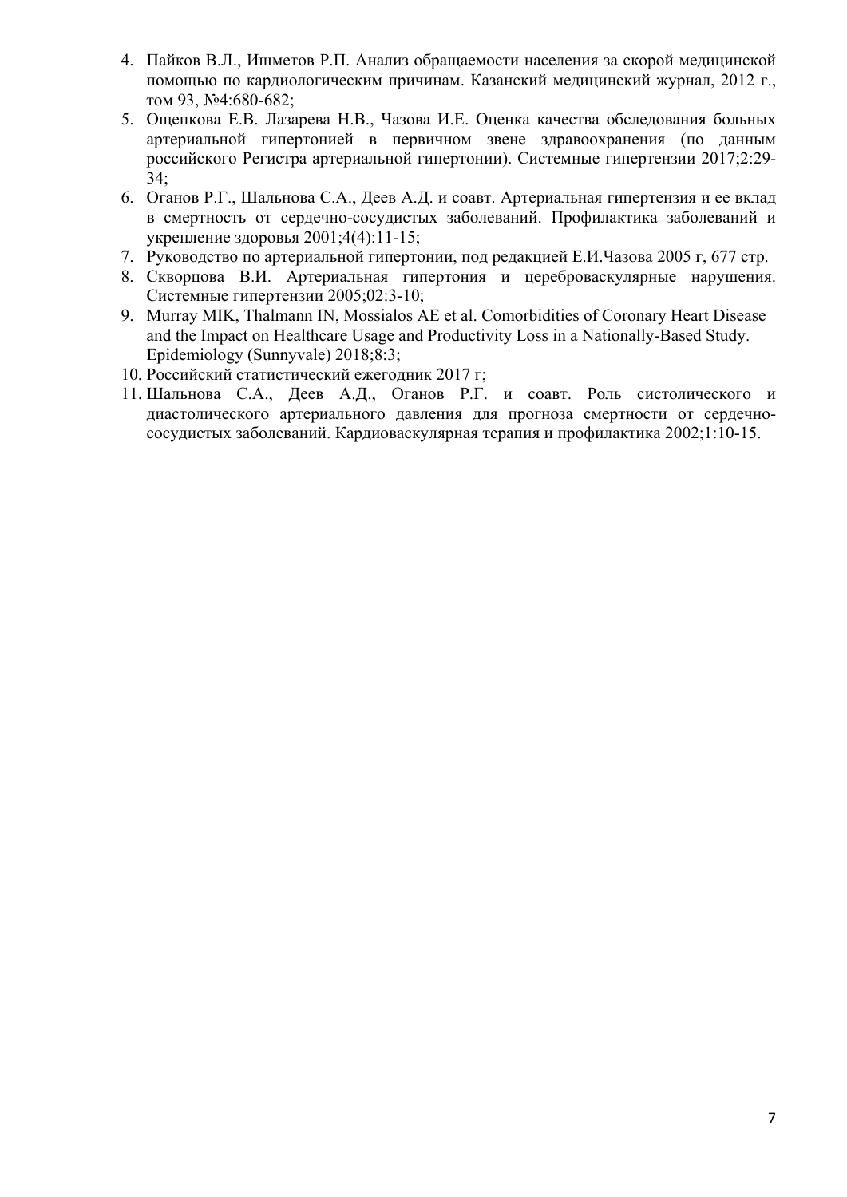4. Пайков В.Л., Ишметов Р.П. Анализ обращаемости населения за скорой медицинской помощью по кардиологическим причинам. Казанский медицинский журнал, 2012 г., том 93, №4:680-682;
5. Ощепкова Е.В. Лазарева Н.В., Чазова И.Е. Оценка качества обследования больных артериальной гипертонией в первичном звене здравоохранения (по данным российского Регистра артериальной гипертонии). Системные гипертензии 2017;2:29-34;
6. Оганов Р.Г., Шальнова С.А., Деев А.Д. и соавт. Артериальная гипертензия и ее вклад в смертность от сердечно-сосудистых заболеваний. Профилактика заболеваний и укрепление здоровья 2001;4(4):11-15;
7. Руководство по артериальной гипертонии, под редакцией Е.И.Чазова 2005 г, 677 стр.
8. Скворцова В.И. Артериальная гипертония и цереброваскулярные нарушения. Системные гипертензии 2005;02:3-10;
9. Murray MIK, Thalmann IN, Mossialos AE et al. Comorbidities of Coronary Heart Disease and the Impact on Healthcare Usage and Productivity Loss in a Nationally-Based Study. Epidemiology (Sunnyvale) 2018;8:3;
10. Российский статистический ежегодник 2017 г;
11. Шальнова С.А., Деев А.Д., Оганов Р.Г. и соавт. Роль систолического и диастолического артериального давления для прогноза смертности от сердечно-сосудистых заболеваний. Кардиоваскулярная терапия и профилактика 2002;1:10-15.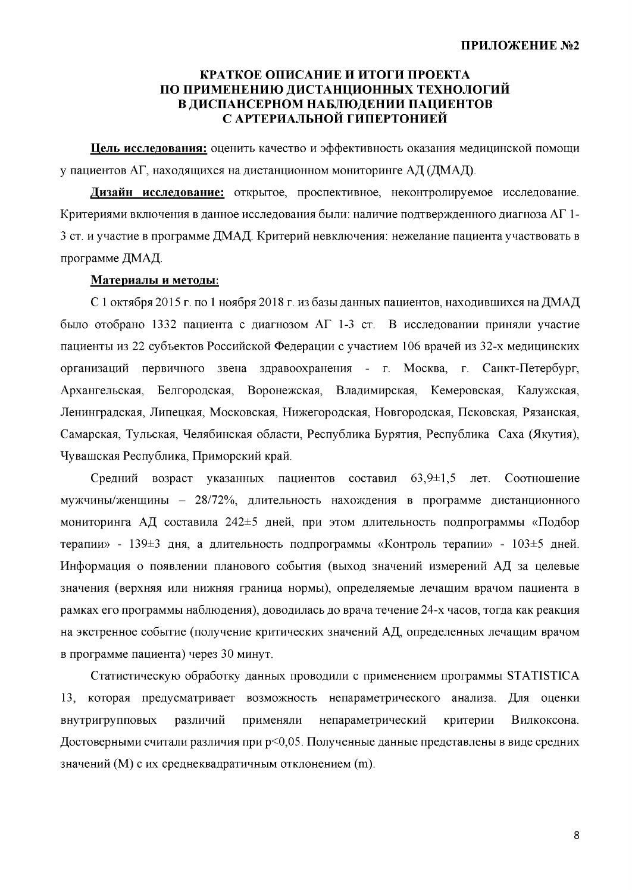**ПРИЛОЖЕНИЕ №2**

# КРАТКОЕ ОПИСАНИЕ И ИТОГИ ПРОЕКТА ПО ПРИМЕНЕНИЮ ДИСТАНЦИОННЫХ ТЕХНОЛОГИЙ В ДИСПАНСЕРНОМ НАБЛЮДЕНИИ ПАЦИЕНТОВ С АРТЕРИАЛЬНОЙ ГИПЕРТОНИЕЙ

**Цель исследования:** оценить качество и эффективность оказания медицинской помощи у пациентов АГ, находящихся на дистанционном мониторинге АД (ДМАД).

**Дизайн исследование:** открытое, проспективное, неконтролируемое исследование. Критериями включения в данное исследования были: наличие подтвержденного диагноза АГ 1-3 ст. и участие в программе ДМАД. Критерий невключения: нежелание пациента участвовать в программе ДМАД.

**Материалы и методы:**

С 1 октября 2015 г. по 1 ноября 2018 г. из базы данных пациентов, находившихся на ДМАД было отобрано 1332 пациента с диагнозом АГ 1-3 ст. В исследовании приняли участие пациенты из 22 субъектов Российской Федерации с участием 106 врачей из 32-х медицинских организаций первичного звена здравоохранения - г. Москва, г. Санкт-Петербург, Архангельская, Белгородская, Воронежская, Владимирская, Кемеровская, Калужская, Ленинградская, Липецкая, Московская, Нижегородская, Новгородская, Псковская, Рязанская, Самарская, Тульская, Челябинская области, Республика Бурятия, Республика Саха (Якутия), Чувашская Республика, Приморский край.

Средний возраст указанных пациентов составил 63,9±1,5 лет. Соотношение мужчины/женщины – 28/72%, длительность нахождения в программе дистанционного мониторинга АД составила 242±5 дней, при этом длительность подпрограммы «Подбор терапии» - 139±3 дня, а длительность подпрограммы «Контроль терапии» - 103±5 дней. Информация о появлении планового события (выход значений измерений АД за целевые значения (верхняя или нижняя граница нормы), определяемые лечащим врачом пациента в рамках его программы наблюдения), доводилась до врача течение 24-х часов, тогда как реакция на экстренное событие (получение критических значений АД, определенных лечащим врачом в программе пациента) через 30 минут.

Статистическую обработку данных проводили с применением программы STATISTICA 13, которая предусматривает возможность непараметрического анализа. Для оценки внутригрупповых различий применяли непараметрический критерии Вилкоксона. Достоверными считали различия при $p<0,05$. Полученные данные представлены в виде средних значений (M) с их среднеквадратичным отклонением (m).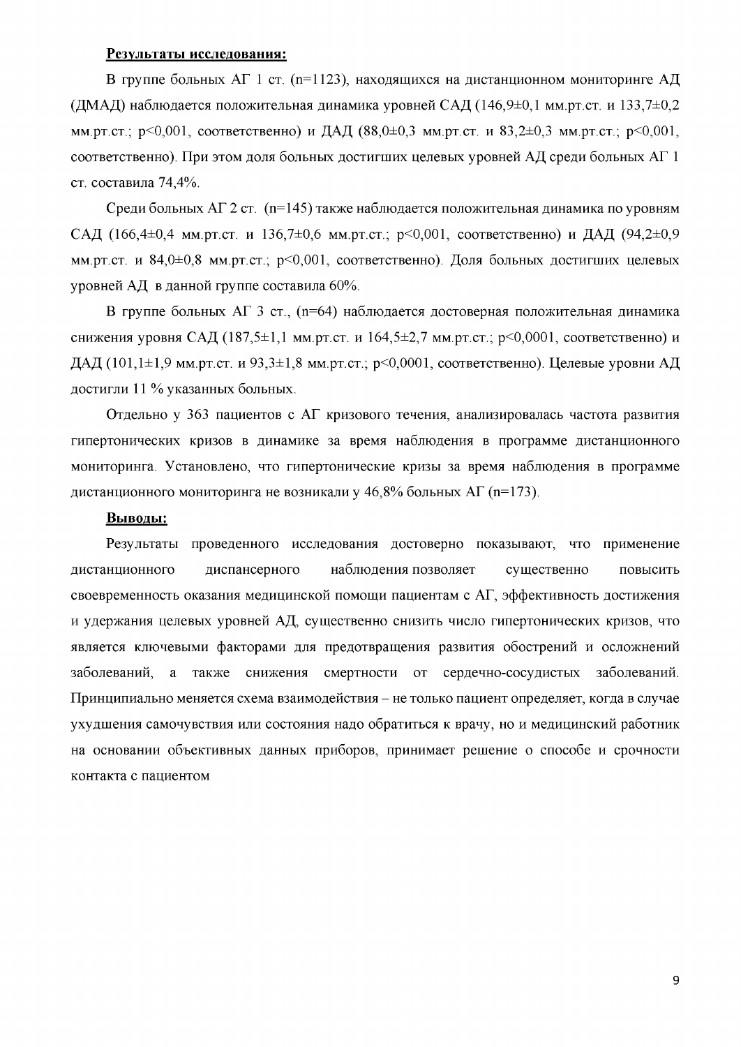**Результаты исследования:**

В группе больных АГ 1 ст. (n=1123), находящихся на дистанционном мониторинге АД (ДМАД) наблюдается положительная динамика уровней САД (146,9±0,1 мм.рт.ст. и 133,7±0,2 мм.рт.ст.; $p<0{,}001$, соответственно) и ДАД (88,0±0,3 мм.рт.ст. и 83,2±0,3 мм.рт.ст.; $p<0{,}001$, соответственно). При этом доля больных достигших целевых уровней АД среди больных АГ 1 ст. составила 74,4%.

Среди больных АГ 2 ст. (n=145) также наблюдается положительная динамика по уровням САД (166,4±0,4 мм.рт.ст. и 136,7±0,6 мм.рт.ст.; $p<0{,}001$, соответственно) и ДАД (94,2±0,9 мм.рт.ст. и 84,0±0,8 мм.рт.ст.; $p<0{,}001$, соответственно). Доля больных достигших целевых уровней АД в данной группе составила 60%.

В группе больных АГ 3 ст., (n=64) наблюдается достоверная положительная динамика снижения уровня САД (187,5±1,1 мм.рт.ст. и 164,5±2,7 мм.рт.ст.; $p<0{,}0001$, соответственно) и ДАД (101,1±1,9 мм.рт.ст. и 93,3±1,8 мм.рт.ст.; $p<0{,}0001$, соответственно). Целевые уровни АД достигли 11 % указанных больных.

Отдельно у 363 пациентов с АГ кризового течения, анализировалась частота развития гипертонических кризов в динамике за время наблюдения в программе дистанционного мониторинга. Установлено, что гипертонические кризы за время наблюдения в программе дистанционного мониторинга не возникали у 46,8% больных АГ (n=173).

**Выводы:**

Результаты проведенного исследования достоверно показывают, что применение дистанционного диспансерного наблюдения позволяет существенно повысить своевременность оказания медицинской помощи пациентам с АГ, эффективность достижения и удержания целевых уровней АД, существенно снизить число гипертонических кризов, что является ключевыми факторами для предотвращения развития обострений и осложнений заболеваний, а также снижения смертности от сердечно-сосудистых заболеваний. Принципиально меняется схема взаимодействия – не только пациент определяет, когда в случае ухудшения самочувствия или состояния надо обратиться к врачу, но и медицинский работник на основании объективных данных приборов, принимает решение о способе и срочности контакта с пациентом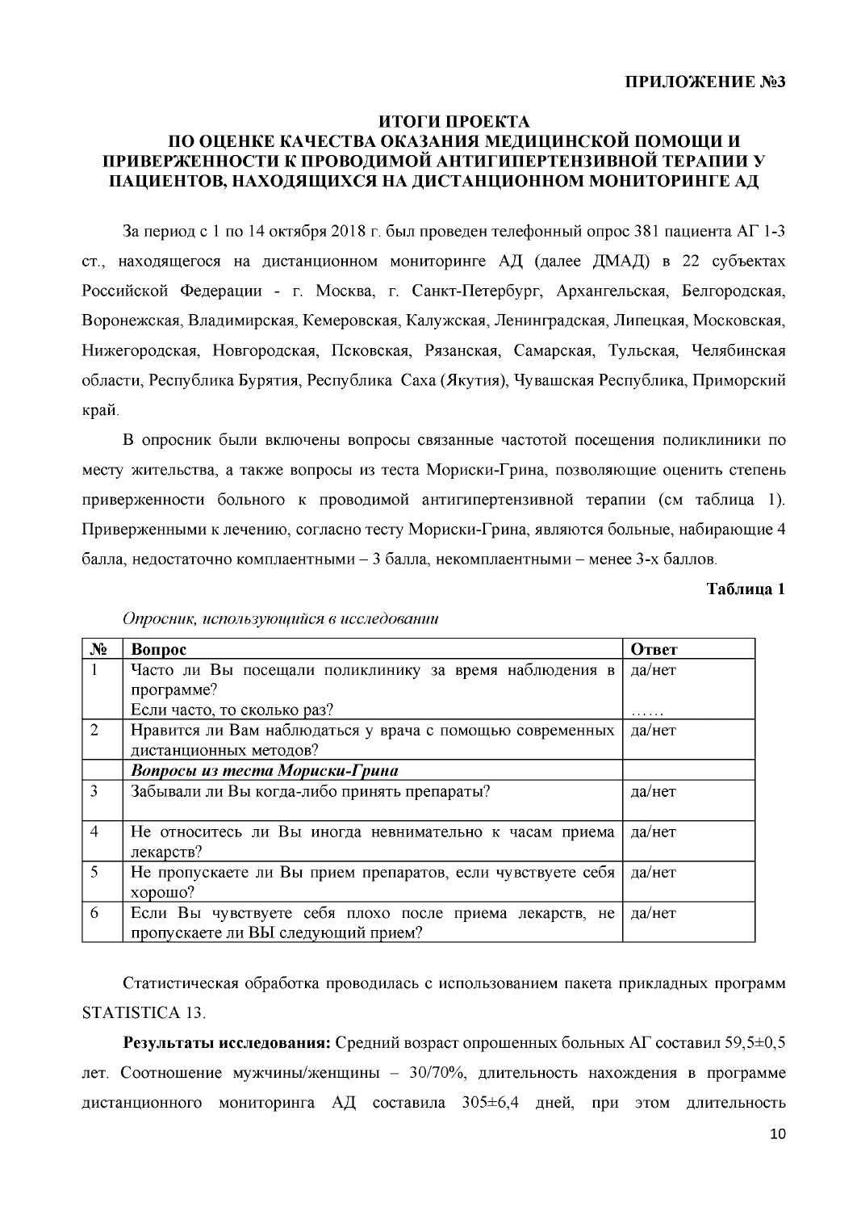**ПРИЛОЖЕНИЕ №3**

# ИТОГИ ПРОЕКТА ПО ОЦЕНКЕ КАЧЕСТВА ОКАЗАНИЯ МЕДИЦИНСКОЙ ПОМОЩИ И ПРИВЕРЖЕННОСТИ К ПРОВОДИМОЙ АНТИГИПЕРТЕНЗИВНОЙ ТЕРАПИИ У ПАЦИЕНТОВ, НАХОДЯЩИХСЯ НА ДИСТАНЦИОННОМ МОНИТОРИНГЕ АД

За период с 1 по 14 октября 2018 г. был проведен телефонный опрос 381 пациента АГ 1-3 ст., находящегося на дистанционном мониторинге АД (далее ДМАД) в 22 субъектах Российской Федерации - г. Москва, г. Санкт-Петербург, Архангельская, Белгородская, Воронежская, Владимирская, Кемеровская, Калужская, Ленинградская, Липецкая, Московская, Нижегородская, Новгородская, Псковская, Рязанская, Самарская, Тульская, Челябинская области, Республика Бурятия, Республика Саха (Якутия), Чувашская Республика, Приморский край.

В опросник были включены вопросы связанные частотой посещения поликлиники по месту жительства, а также вопросы из теста Мориски-Грина, позволяющие оценить степень приверженности больного к проводимой антигипертензивной терапии (см таблица 1). Приверженными к лечению, согласно тесту Мориски-Грина, являются больные, набирающие 4 балла, недостаточно комплаентными – 3 балла, некомплаентными – менее 3-х баллов.

**Таблица 1**

*Опросник, использующийся в исследовании*

| № | Вопрос | Ответ |
|---|---|---|
| 1 | Часто ли Вы посещали поликлинику за время наблюдения в программе?<br>Если часто, то сколько раз? | да/нет<br>…… |
| 2 | Нравится ли Вам наблюдаться у врача с помощью современных дистанционных методов? | да/нет |
| | ***Вопросы из теста Мориски-Грина*** | |
| 3 | Забывали ли Вы когда-либо принять препараты? | да/нет |
| 4 | Не относитесь ли Вы иногда невнимательно к часам приема лекарств? | да/нет |
| 5 | Не пропускаете ли Вы прием препаратов, если чувствуете себя хорошо? | да/нет |
| 6 | Если Вы чувствуете себя плохо после приема лекарств, не пропускаете ли ВЫ следующий прием? | да/нет |

Статистическая обработка проводилась с использованием пакета прикладных программ STATISTICA 13.

**Результаты исследования:** Средний возраст опрошенных больных АГ составил 59,5±0,5 лет. Соотношение мужчины/женщины – 30/70%, длительность нахождения в программе дистанционного мониторинга АД составила 305±6,4 дней, при этом длительность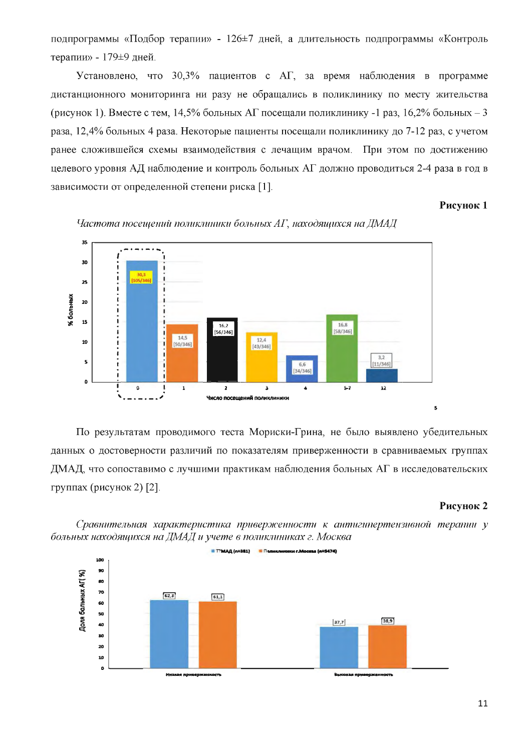подпрограммы «Подбор терапии» - 126±7 дней, а длительность подпрограммы «Контроль терапии» - 179±9 дней.

Установлено, что 30,3% пациентов с АГ, за время наблюдения в программе дистанционного мониторинга ни разу не обращались в поликлинику по месту жительства (рисунок 1). Вместе с тем, 14,5% больных АГ посещали поликлинику -1 раз, 16,2% больных – 3 раза, 12,4% больных 4 раза. Некоторые пациенты посещали поликлинику до 7-12 раз, с учетом ранее сложившейся схемы взаимодействия с лечащим врачом. При этом по достижению целевого уровня АД наблюдение и контроль больных АГ должно проводиться 2-4 раза в год в зависимости от определенной степени риска [1].

**Рисунок 1**

*Частота посещений поликлиники больных АГ, находящихся на ДМАД*

По результатам проводимого теста Мориски-Грина, не было выявлено убедительных данных о достоверности различий по показателям приверженности в сравниваемых группах ДМАД, что сопоставимо с лучшими практикам наблюдения больных АГ в исследовательских группах (рисунок 2) [2].

**Рисунок 2**

*Сравнительная характеристика приверженности к антигипертензивной терапии у больных находящихся на ДМАД и учете в поликлиниках г. Москва*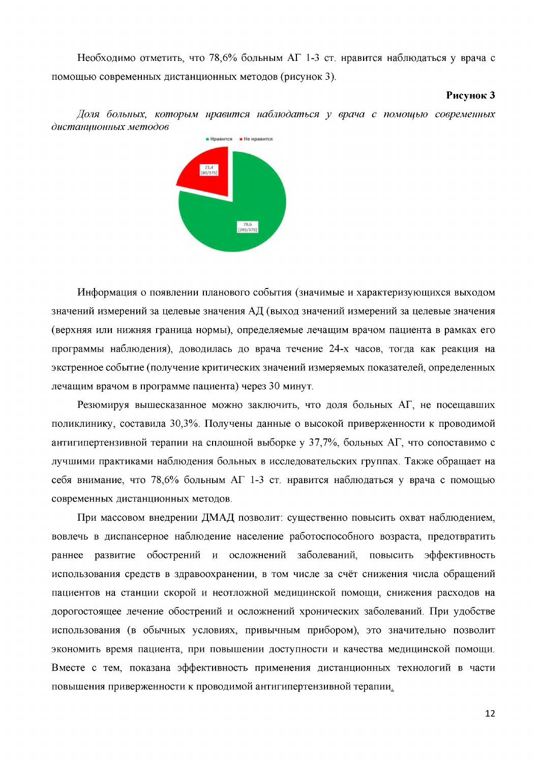Необходимо отметить, что 78,6% больным АГ 1-3 ст. нравится наблюдаться у врача с помощью современных дистанционных методов (рисунок 3).

**Рисунок 3**

*Доля больных, которым нравится наблюдаться у врача с помощью современных дистанционных методов*

■ Нравится ■ Не нравится

21,4 [80/375]

78,6 [295/375]

Информация о появлении планового события (значимые и характеризующихся выходом значений измерений за целевые значения АД (выход значений измерений за целевые значения (верхняя или нижняя граница нормы), определяемые лечащим врачом пациента в рамках его программы наблюдения), доводилась до врача течение 24-х часов, тогда как реакция на экстренное событие (получение критических значений измеряемых показателей, определенных лечащим врачом в программе пациента) через 30 минут.

Резюмируя вышесказанное можно заключить, что доля больных АГ, не посещавших поликлинику, составила 30,3%. Получены данные о высокой приверженности к проводимой антигипертензивной терапии на сплошной выборке у 37,7%, больных АГ, что сопоставимо с лучшими практиками наблюдения больных в исследовательских группах. Также обращает на себя внимание, что 78,6% больным АГ 1-3 ст. нравится наблюдаться у врача с помощью современных дистанционных методов.

При массовом внедрении ДМАД позволит: существенно повысить охват наблюдением, вовлечь в диспансерное наблюдение население работоспособного возраста, предотвратить раннее развитие обострений и осложнений заболеваний, повысить эффективность использования средств в здравоохранении, в том числе за счёт снижения числа обращений пациентов на станции скорой и неотложной медицинской помощи, снижения расходов на дорогостоящее лечение обострений и осложнений хронических заболеваний. При удобстве использования (в обычных условиях, привычным прибором), это значительно позволит экономить время пациента, при повышении доступности и качества медицинской помощи. Вместе с тем, показана эффективность применения дистанционных технологий в части повышения приверженности к проводимой антигипертензивной терапии.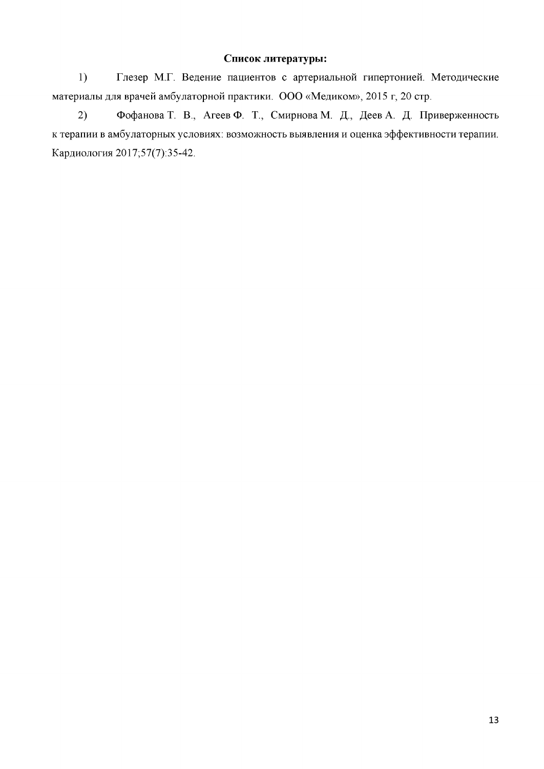**Список литературы:**

1) Глезер М.Г. Ведение пациентов с артериальной гипертонией. Методические материалы для врачей амбулаторной практики. ООО «Медиком», 2015 г, 20 стр.

2) Фофанова Т. В., Агеев Ф. Т., Смирнова М. Д., Деев А. Д. Приверженность к терапии в амбулаторных условиях: возможность выявления и оценка эффективности терапии. Кардиология 2017;57(7):35-42.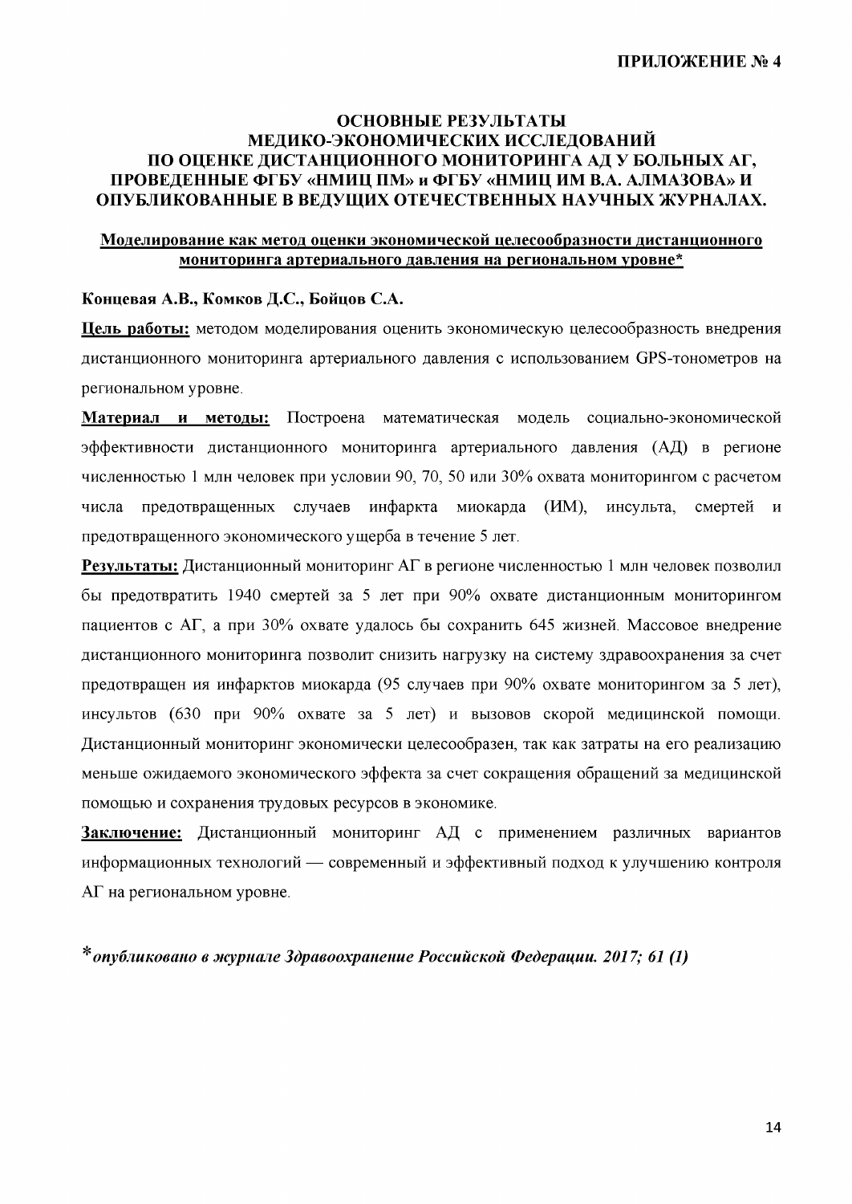**ПРИЛОЖЕНИЕ № 4**

# ОСНОВНЫЕ РЕЗУЛЬТАТЫ МЕДИКО-ЭКОНОМИЧЕСКИХ ИССЛЕДОВАНИЙ ПО ОЦЕНКЕ ДИСТАНЦИОННОГО МОНИТОРИНГА АД У БОЛЬНЫХ АГ, ПРОВЕДЕННЫЕ ФГБУ «НМИЦ ПМ» и ФГБУ «НМИЦ ИМ В.А. АЛМАЗОВА» И ОПУБЛИКОВАННЫЕ В ВЕДУЩИХ ОТЕЧЕСТВЕННЫХ НАУЧНЫХ ЖУРНАЛАХ.

## Моделирование как метод оценки экономической целесообразности дистанционного мониторинга артериального давления на региональном уровне*

**Концевая А.В., Комков Д.С., Бойцов С.А.**

**Цель работы:** методом моделирования оценить экономическую целесообразность внедрения дистанционного мониторинга артериального давления с использованием GPS-тонометров на региональном уровне.

**Материал и методы:** Построена математическая модель социально-экономической эффективности дистанционного мониторинга артериального давления (АД) в регионе численностью 1 млн человек при условии 90, 70, 50 или 30% охвата мониторингом с расчетом числа предотвращенных случаев инфаркта миокарда (ИМ), инсульта, смертей и предотвращенного экономического ущерба в течение 5 лет.

**Результаты:** Дистанционный мониторинг АГ в регионе численностью 1 млн человек позволил бы предотвратить 1940 смертей за 5 лет при 90% охвате дистанционным мониторингом пациентов с АГ, а при 30% охвате удалось бы сохранить 645 жизней. Массовое внедрение дистанционного мониторинга позволит снизить нагрузку на систему здравоохранения за счет предотвращен ия инфарктов миокарда (95 случаев при 90% охвате мониторингом за 5 лет), инсультов (630 при 90% охвате за 5 лет) и вызовов скорой медицинской помощи. Дистанционный мониторинг экономически целесообразен, так как затраты на его реализацию меньше ожидаемого экономического эффекта за счет сокращения обращений за медицинской помощью и сохранения трудовых ресурсов в экономике.

**Заключение:** Дистанционный мониторинг АД с применением различных вариантов информационных технологий — современный и эффективный подход к улучшению контроля АГ на региональном уровне.

****опубликовано в журнале Здравоохранение Российской Федерации. 2017; 61 (1)***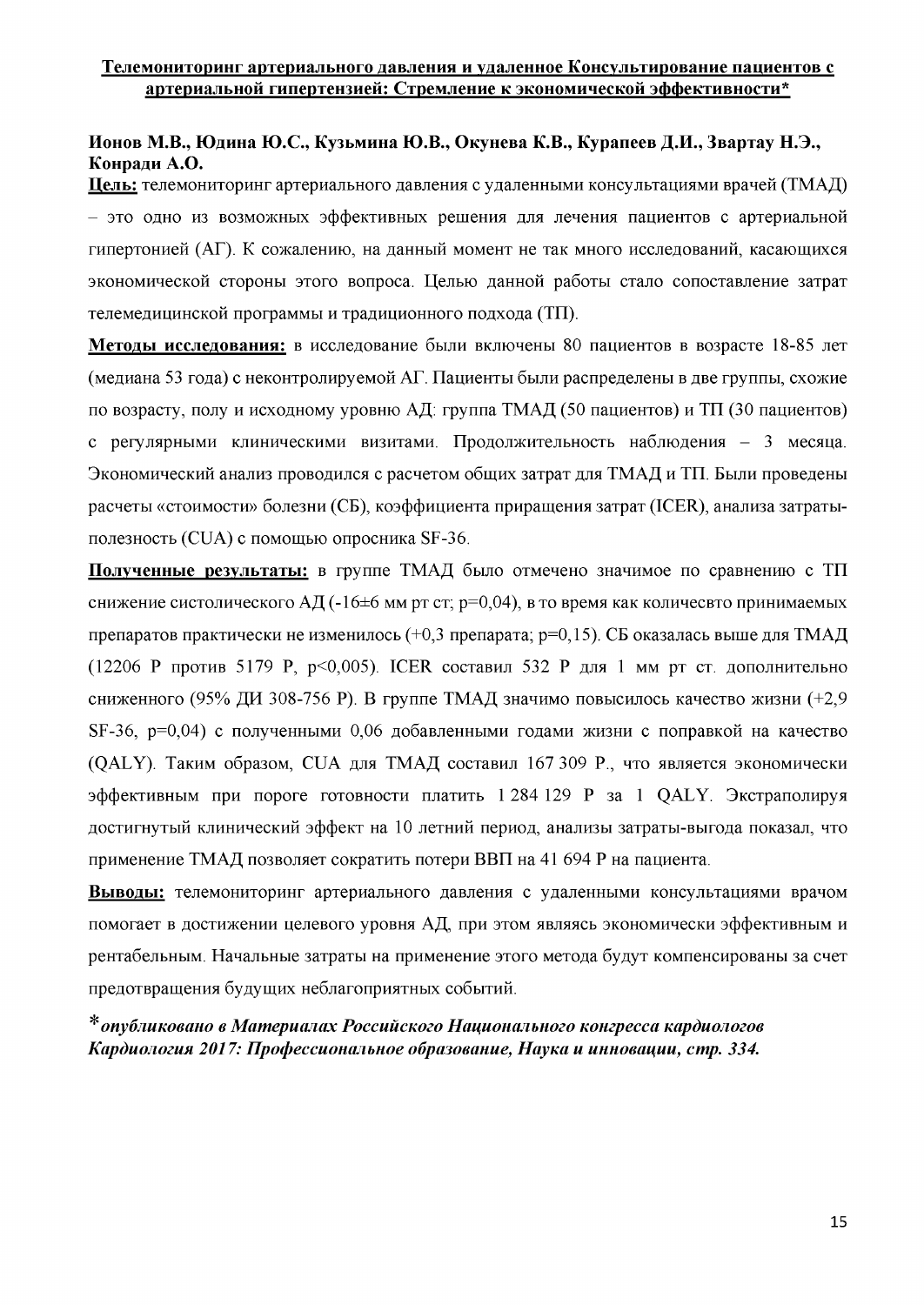**Телемониторинг артериального давления и удаленное Консультирование пациентов с артериальной гипертензией: Стремление к экономической эффективности***

**Ионов М.В., Юдина Ю.С., Кузьмина Ю.В., Окунева К.В., Курапеев Д.И., Звартау Н.Э., Конради А.О.**

**Цель:** телемониторинг артериального давления с удаленными консультациями врачей (ТМАД) – это одно из возможных эффективных решения для лечения пациентов с артериальной гипертонией (АГ). К сожалению, на данный момент не так много исследований, касающихся экономической стороны этого вопроса. Целью данной работы стало сопоставление затрат телемедицинской программы и традиционного подхода (ТП).

**Методы исследования:** в исследование были включены 80 пациентов в возрасте 18-85 лет (медиана 53 года) с неконтролируемой АГ. Пациенты были распределены в две группы, схожие по возрасту, полу и исходному уровню АД: группа ТМАД (50 пациентов) и ТП (30 пациентов) с регулярными клиническими визитами. Продолжительность наблюдения – 3 месяца. Экономический анализ проводился с расчетом общих затрат для ТМАД и ТП. Были проведены расчеты «стоимости» болезни (СБ), коэффициента приращения затрат (ICER), анализа затраты-полезность (CUA) с помощью опросника SF-36.

**Полученные результаты:** в группе ТМАД было отмечено значимое по сравнению с ТП снижение систолического АД (-16±6 мм рт ст; p=0,04), в то время как количесвто принимаемых препаратов практически не изменилось (+0,3 препарата; p=0,15). СБ оказалась выше для ТМАД (12206 Р против 5179 Р, p<0,005). ICER составил 532 Р для 1 мм рт ст. дополнительно сниженного (95% ДИ 308-756 Р). В группе ТМАД значимо повысилось качество жизни (+2,9 SF-36, p=0,04) с полученными 0,06 добавленными годами жизни с поправкой на качество (QALY). Таким образом, CUA для ТМАД составил 167 309 Р., что является экономически эффективным при пороге готовности платить 1 284 129 Р за 1 QALY. Экстраполируя достигнутый клинический эффект на 10 летний период, анализы затраты-выгода показал, что применение ТМАД позволяет сократить потери ВВП на 41 694 Р на пациента.

**Выводы:** телемониторинг артериального давления с удаленными консультациями врачом помогает в достижении целевого уровня АД, при этом являясь экономически эффективным и рентабельным. Начальные затраты на применение этого метода будут компенсированы за счет предотвращения будущих неблагоприятных событий.

***опубликовано в Материалах Российского Национального конгресса кардиологов Кардиология 2017: Профессиональное образование, Наука и инновации, стр. 334.***